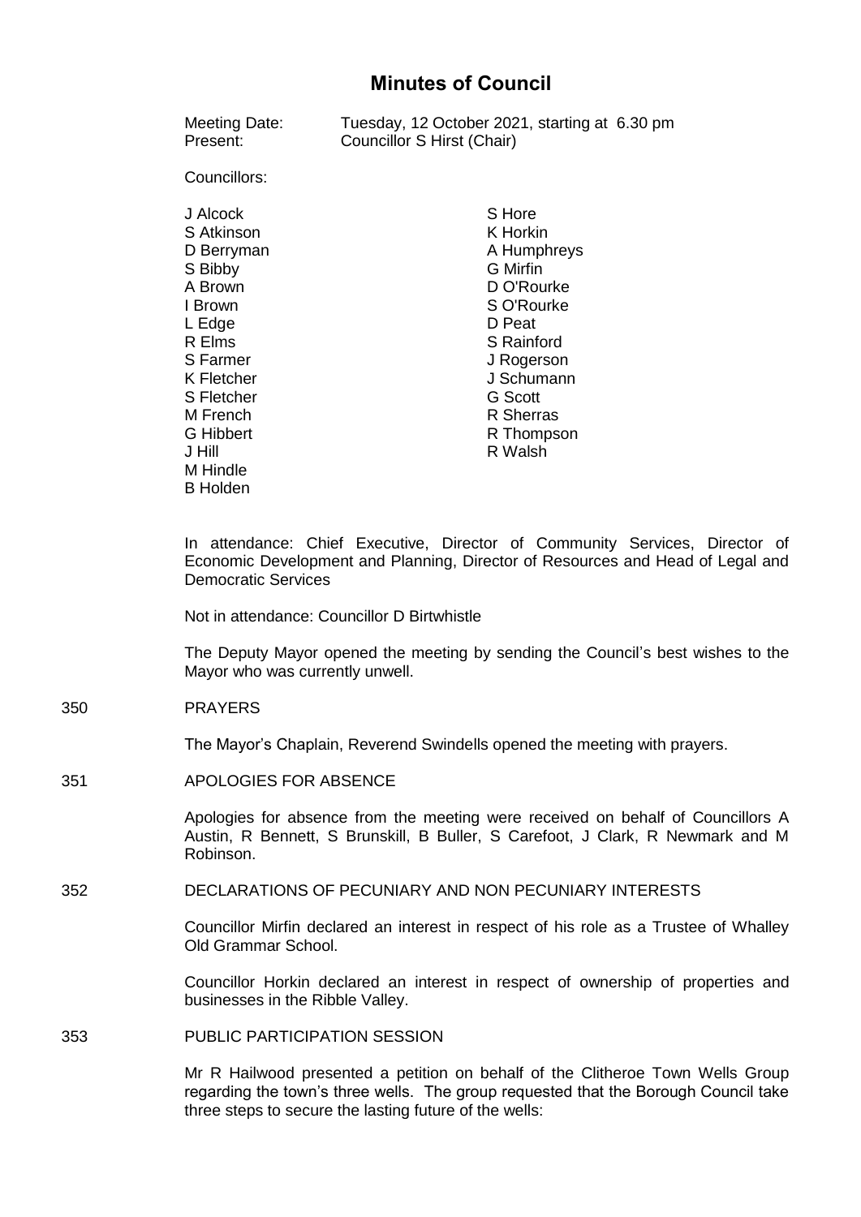# Minutes of Council

Meeting Date: Tuesday, 12 October 2021, starting at 6.30 pm
Present: Councillor S Hirst (Chair)

Councillors:

| | |
|---|---|
| J Alcock | S Hore |
| S Atkinson | K Horkin |
| D Berryman | A Humphreys |
| S Bibby | G Mirfin |
| A Brown | D O'Rourke |
| I Brown | S O'Rourke |
| L Edge | D Peat |
| R Elms | S Rainford |
| S Farmer | J Rogerson |
| K Fletcher | J Schumann |
| S Fletcher | G Scott |
| M French | R Sherras |
| G Hibbert | R Thompson |
| J Hill | R Walsh |
| M Hindle | |
| B Holden | |

In attendance: Chief Executive, Director of Community Services, Director of Economic Development and Planning, Director of Resources and Head of Legal and Democratic Services

Not in attendance: Councillor D Birtwhistle

The Deputy Mayor opened the meeting by sending the Council's best wishes to the Mayor who was currently unwell.

## 350 PRAYERS

The Mayor's Chaplain, Reverend Swindells opened the meeting with prayers.

## 351 APOLOGIES FOR ABSENCE

Apologies for absence from the meeting were received on behalf of Councillors A Austin, R Bennett, S Brunskill, B Buller, S Carefoot, J Clark, R Newmark and M Robinson.

## 352 DECLARATIONS OF PECUNIARY AND NON PECUNIARY INTERESTS

Councillor Mirfin declared an interest in respect of his role as a Trustee of Whalley Old Grammar School.

Councillor Horkin declared an interest in respect of ownership of properties and businesses in the Ribble Valley.

## 353 PUBLIC PARTICIPATION SESSION

Mr R Hailwood presented a petition on behalf of the Clitheroe Town Wells Group regarding the town's three wells. The group requested that the Borough Council take three steps to secure the lasting future of the wells: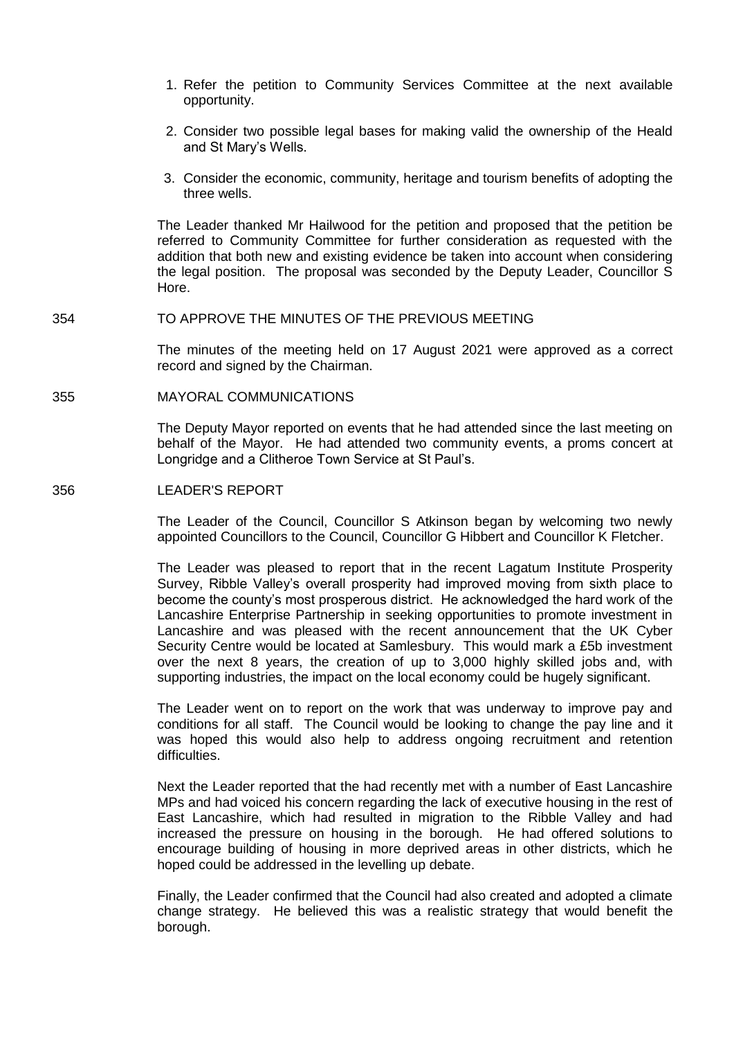1. Refer the petition to Community Services Committee at the next available opportunity.

2. Consider two possible legal bases for making valid the ownership of the Heald and St Mary's Wells.

3. Consider the economic, community, heritage and tourism benefits of adopting the three wells.

The Leader thanked Mr Hailwood for the petition and proposed that the petition be referred to Community Committee for further consideration as requested with the addition that both new and existing evidence be taken into account when considering the legal position. The proposal was seconded by the Deputy Leader, Councillor S Hore.

354 TO APPROVE THE MINUTES OF THE PREVIOUS MEETING

The minutes of the meeting held on 17 August 2021 were approved as a correct record and signed by the Chairman.

355 MAYORAL COMMUNICATIONS

The Deputy Mayor reported on events that he had attended since the last meeting on behalf of the Mayor. He had attended two community events, a proms concert at Longridge and a Clitheroe Town Service at St Paul's.

356 LEADER'S REPORT

The Leader of the Council, Councillor S Atkinson began by welcoming two newly appointed Councillors to the Council, Councillor G Hibbert and Councillor K Fletcher.

The Leader was pleased to report that in the recent Lagatum Institute Prosperity Survey, Ribble Valley's overall prosperity had improved moving from sixth place to become the county's most prosperous district. He acknowledged the hard work of the Lancashire Enterprise Partnership in seeking opportunities to promote investment in Lancashire and was pleased with the recent announcement that the UK Cyber Security Centre would be located at Samlesbury. This would mark a £5b investment over the next 8 years, the creation of up to 3,000 highly skilled jobs and, with supporting industries, the impact on the local economy could be hugely significant.

The Leader went on to report on the work that was underway to improve pay and conditions for all staff. The Council would be looking to change the pay line and it was hoped this would also help to address ongoing recruitment and retention difficulties.

Next the Leader reported that the had recently met with a number of East Lancashire MPs and had voiced his concern regarding the lack of executive housing in the rest of East Lancashire, which had resulted in migration to the Ribble Valley and had increased the pressure on housing in the borough. He had offered solutions to encourage building of housing in more deprived areas in other districts, which he hoped could be addressed in the levelling up debate.

Finally, the Leader confirmed that the Council had also created and adopted a climate change strategy. He believed this was a realistic strategy that would benefit the borough.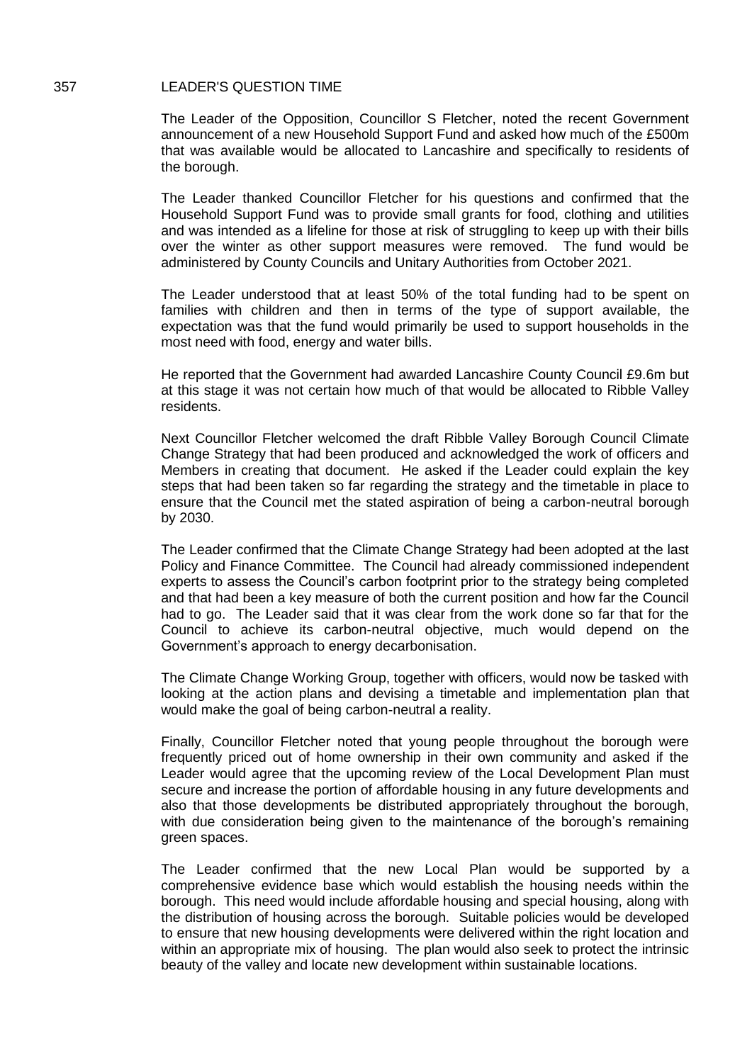## 357 LEADER'S QUESTION TIME

The Leader of the Opposition, Councillor S Fletcher, noted the recent Government announcement of a new Household Support Fund and asked how much of the £500m that was available would be allocated to Lancashire and specifically to residents of the borough.

The Leader thanked Councillor Fletcher for his questions and confirmed that the Household Support Fund was to provide small grants for food, clothing and utilities and was intended as a lifeline for those at risk of struggling to keep up with their bills over the winter as other support measures were removed. The fund would be administered by County Councils and Unitary Authorities from October 2021.

The Leader understood that at least 50% of the total funding had to be spent on families with children and then in terms of the type of support available, the expectation was that the fund would primarily be used to support households in the most need with food, energy and water bills.

He reported that the Government had awarded Lancashire County Council £9.6m but at this stage it was not certain how much of that would be allocated to Ribble Valley residents.

Next Councillor Fletcher welcomed the draft Ribble Valley Borough Council Climate Change Strategy that had been produced and acknowledged the work of officers and Members in creating that document. He asked if the Leader could explain the key steps that had been taken so far regarding the strategy and the timetable in place to ensure that the Council met the stated aspiration of being a carbon-neutral borough by 2030.

The Leader confirmed that the Climate Change Strategy had been adopted at the last Policy and Finance Committee. The Council had already commissioned independent experts to assess the Council's carbon footprint prior to the strategy being completed and that had been a key measure of both the current position and how far the Council had to go. The Leader said that it was clear from the work done so far that for the Council to achieve its carbon-neutral objective, much would depend on the Government's approach to energy decarbonisation.

The Climate Change Working Group, together with officers, would now be tasked with looking at the action plans and devising a timetable and implementation plan that would make the goal of being carbon-neutral a reality.

Finally, Councillor Fletcher noted that young people throughout the borough were frequently priced out of home ownership in their own community and asked if the Leader would agree that the upcoming review of the Local Development Plan must secure and increase the portion of affordable housing in any future developments and also that those developments be distributed appropriately throughout the borough, with due consideration being given to the maintenance of the borough's remaining green spaces.

The Leader confirmed that the new Local Plan would be supported by a comprehensive evidence base which would establish the housing needs within the borough. This need would include affordable housing and special housing, along with the distribution of housing across the borough. Suitable policies would be developed to ensure that new housing developments were delivered within the right location and within an appropriate mix of housing. The plan would also seek to protect the intrinsic beauty of the valley and locate new development within sustainable locations.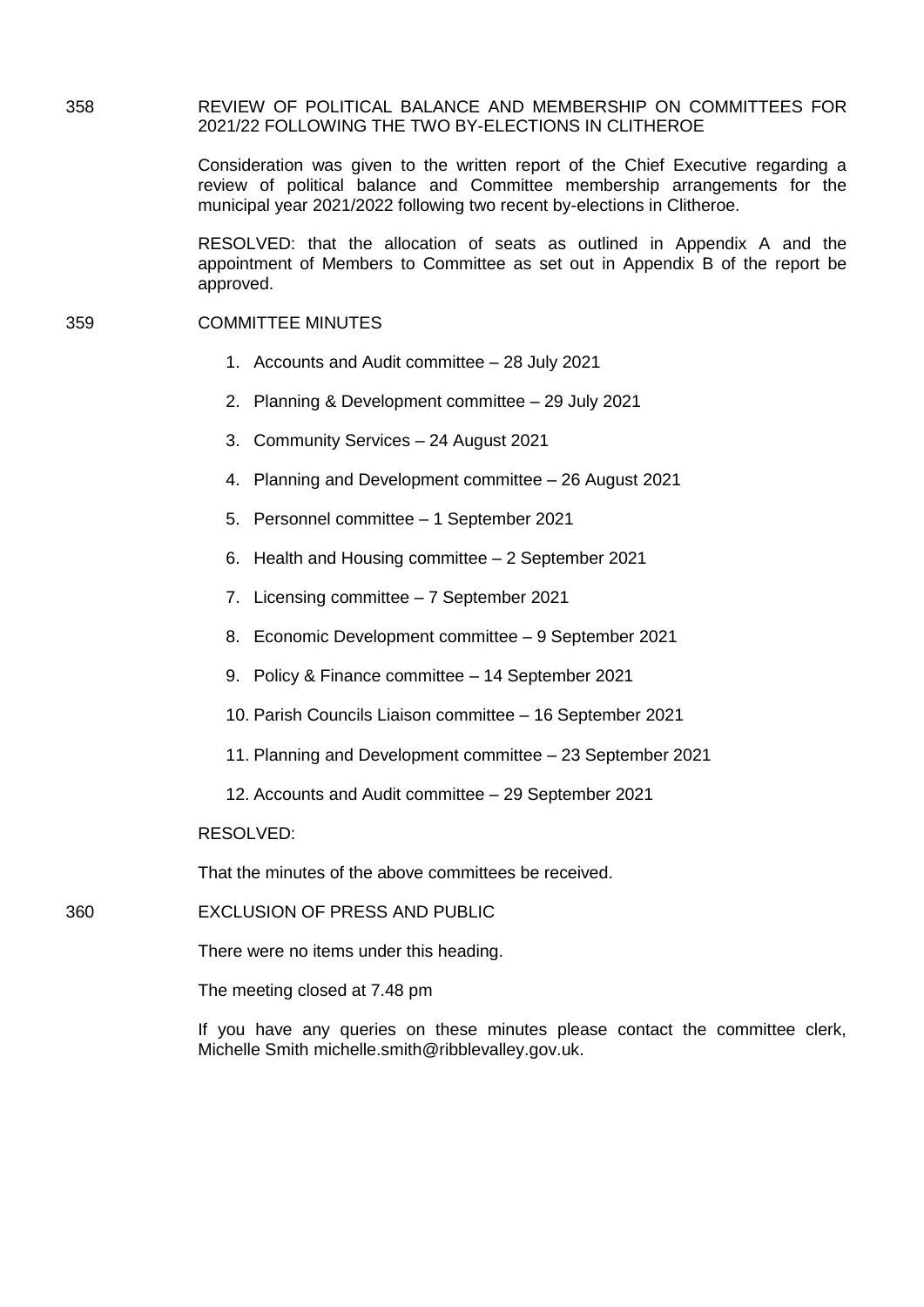358 REVIEW OF POLITICAL BALANCE AND MEMBERSHIP ON COMMITTEES FOR 2021/22 FOLLOWING THE TWO BY-ELECTIONS IN CLITHEROE

Consideration was given to the written report of the Chief Executive regarding a review of political balance and Committee membership arrangements for the municipal year 2021/2022 following two recent by-elections in Clitheroe.

RESOLVED: that the allocation of seats as outlined in Appendix A and the appointment of Members to Committee as set out in Appendix B of the report be approved.

359 COMMITTEE MINUTES

1. Accounts and Audit committee – 28 July 2021
2. Planning & Development committee – 29 July 2021
3. Community Services – 24 August 2021
4. Planning and Development committee – 26 August 2021
5. Personnel committee – 1 September 2021
6. Health and Housing committee – 2 September 2021
7. Licensing committee – 7 September 2021
8. Economic Development committee – 9 September 2021
9. Policy & Finance committee – 14 September 2021
10. Parish Councils Liaison committee – 16 September 2021
11. Planning and Development committee – 23 September 2021
12. Accounts and Audit committee – 29 September 2021

RESOLVED:

That the minutes of the above committees be received.

360 EXCLUSION OF PRESS AND PUBLIC

There were no items under this heading.

The meeting closed at 7.48 pm

If you have any queries on these minutes please contact the committee clerk, Michelle Smith michelle.smith@ribblevalley.gov.uk.